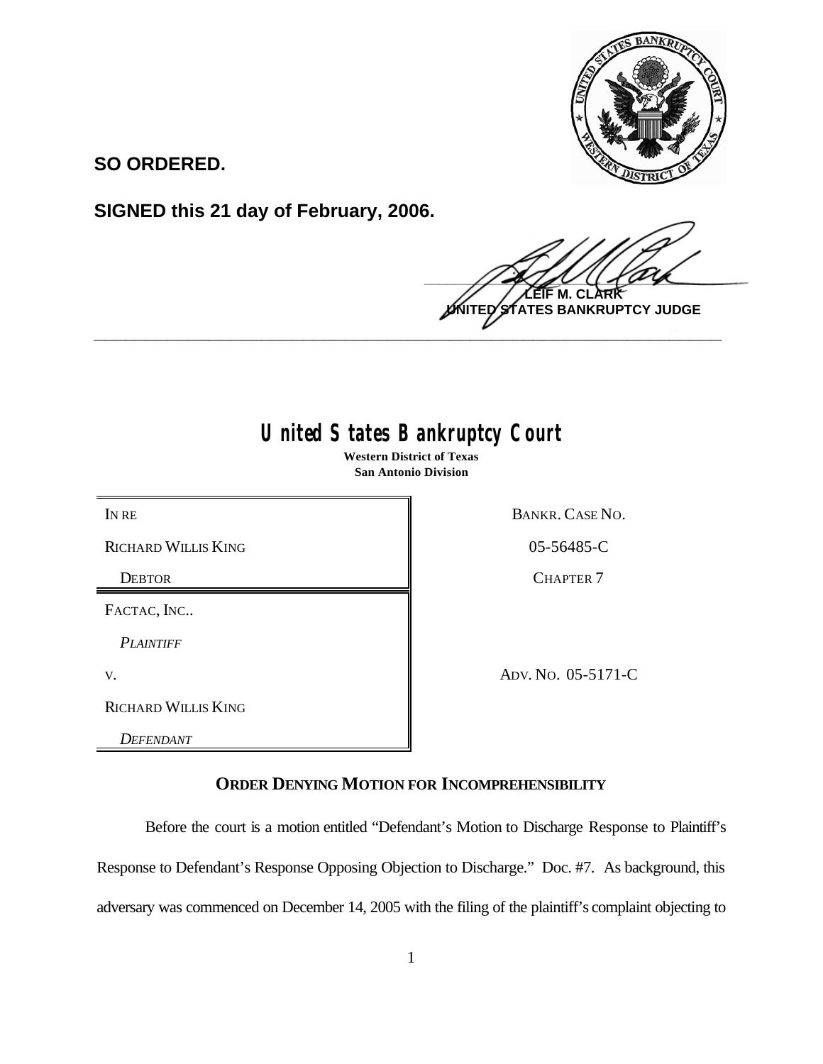**SO ORDERED.**

**SIGNED this 21 day of February, 2006.**

**LEIF M. CLARK**
**UNITED STATES BANKRUPTCY JUDGE**

# United States Bankruptcy Court

**Western District of Texas**
**San Antonio Division**

| | |
|---|---|
| IN RE | BANKR. CASE NO. |
| RICHARD WILLIS KING | 05-56485-C |
| DEBTOR | CHAPTER 7 |
| FACTAC, INC.. | |
| *PLAINTIFF* | |
| V. | ADV. NO. 05-5171-C |
| RICHARD WILLIS KING | |
| *DEFENDANT* | |

## ORDER DENYING MOTION FOR INCOMPREHENSIBILITY

Before the court is a motion entitled "Defendant's Motion to Discharge Response to Plaintiff's Response to Defendant's Response Opposing Objection to Discharge." Doc. #7. As background, this adversary was commenced on December 14, 2005 with the filing of the plaintiff's complaint objecting to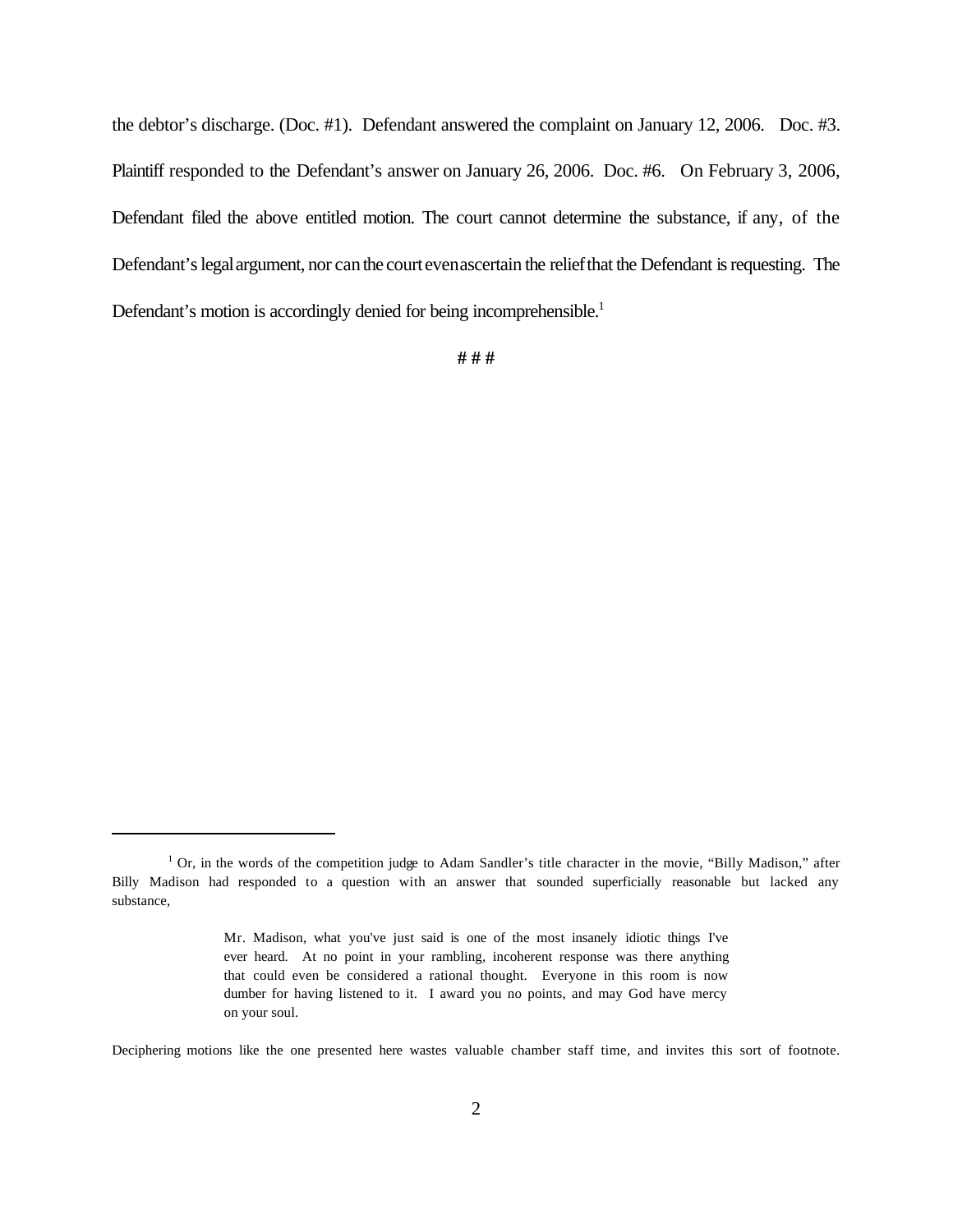the debtor's discharge. (Doc. #1). Defendant answered the complaint on January 12, 2006. Doc. #3. Plaintiff responded to the Defendant's answer on January 26, 2006. Doc. #6. On February 3, 2006, Defendant filed the above entitled motion. The court cannot determine the substance, if any, of the Defendant's legal argument, nor can the court even ascertain the relief that the Defendant is requesting. The Defendant's motion is accordingly denied for being incomprehensible.[1]

# # #

---

[1] Or, in the words of the competition judge to Adam Sandler's title character in the movie, "Billy Madison," after Billy Madison had responded to a question with an answer that sounded superficially reasonable but lacked any substance,

> Mr. Madison, what you've just said is one of the most insanely idiotic things I've ever heard. At no point in your rambling, incoherent response was there anything that could even be considered a rational thought. Everyone in this room is now dumber for having listened to it. I award you no points, and may God have mercy on your soul.

Deciphering motions like the one presented here wastes valuable chamber staff time, and invites this sort of footnote.